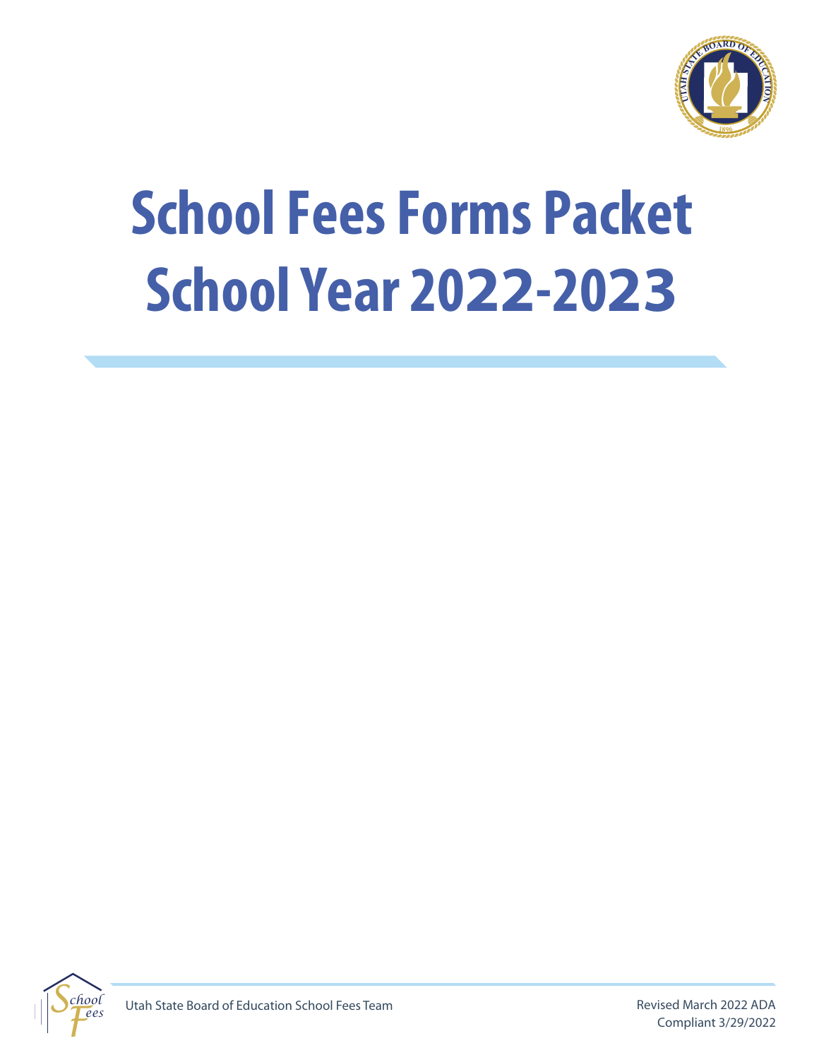# School Fees Forms Packet School Year 2022-2023

Utah State Board of Education School Fees Team

Revised March 2022 ADA Compliant 3/29/2022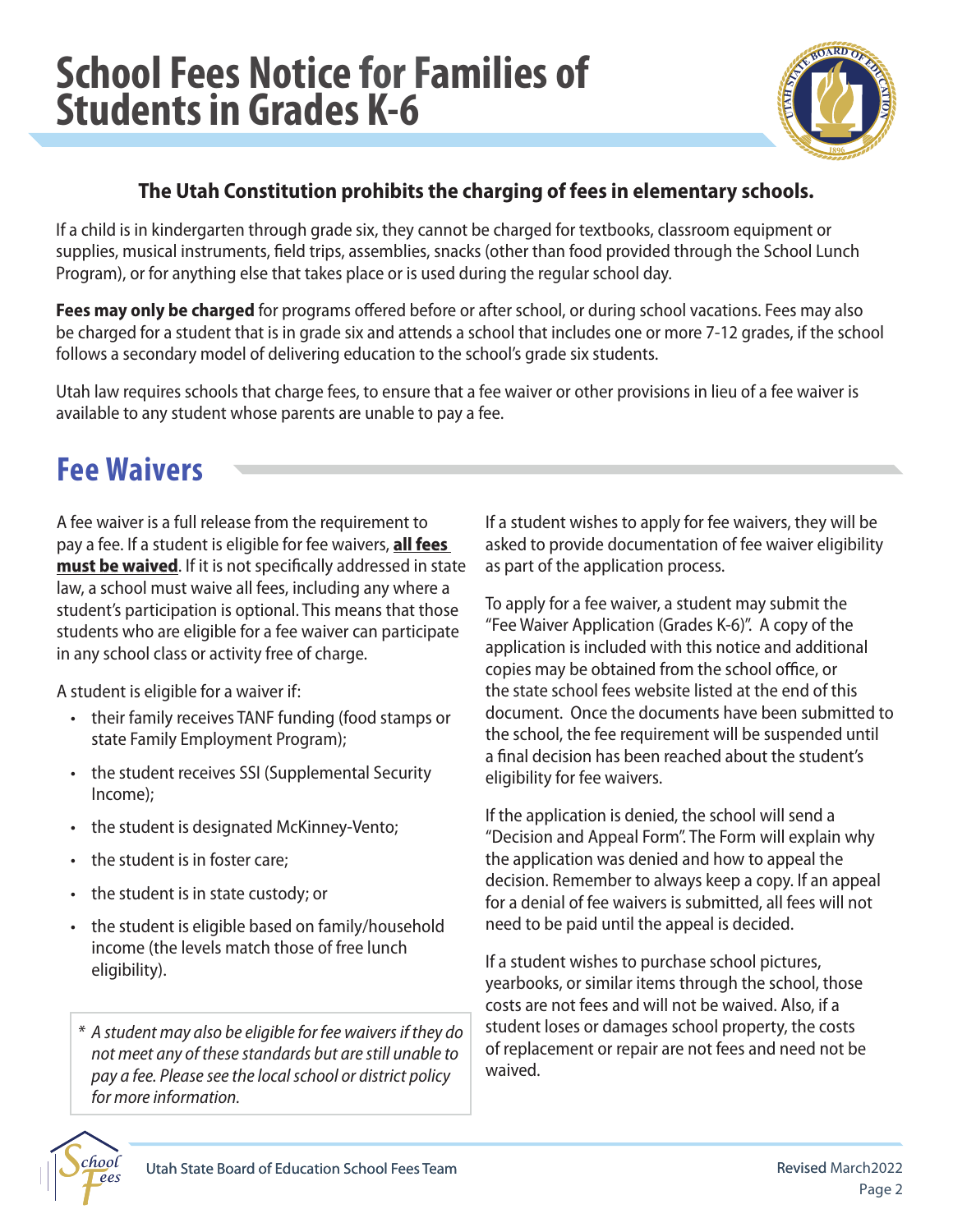# School Fees Notice for Families of Students in Grades K-6

**The Utah Constitution prohibits the charging of fees in elementary schools.**

If a child is in kindergarten through grade six, they cannot be charged for textbooks, classroom equipment or supplies, musical instruments, field trips, assemblies, snacks (other than food provided through the School Lunch Program), or for anything else that takes place or is used during the regular school day.

**Fees may only be charged** for programs offered before or after school, or during school vacations. Fees may also be charged for a student that is in grade six and attends a school that includes one or more 7-12 grades, if the school follows a secondary model of delivering education to the school's grade six students.

Utah law requires schools that charge fees, to ensure that a fee waiver or other provisions in lieu of a fee waiver is available to any student whose parents are unable to pay a fee.

## Fee Waivers

A fee waiver is a full release from the requirement to pay a fee. If a student is eligible for fee waivers, **all fees must be waived**. If it is not specifically addressed in state law, a school must waive all fees, including any where a student's participation is optional. This means that those students who are eligible for a fee waiver can participate in any school class or activity free of charge.

A student is eligible for a waiver if:

- their family receives TANF funding (food stamps or state Family Employment Program);
- the student receives SSI (Supplemental Security Income);
- the student is designated McKinney-Vento;
- the student is in foster care;
- the student is in state custody; or
- the student is eligible based on family/household income (the levels match those of free lunch eligibility).

*\* A student may also be eligible for fee waivers if they do not meet any of these standards but are still unable to pay a fee. Please see the local school or district policy for more information.*

If a student wishes to apply for fee waivers, they will be asked to provide documentation of fee waiver eligibility as part of the application process.

To apply for a fee waiver, a student may submit the "Fee Waiver Application (Grades K-6)". A copy of the application is included with this notice and additional copies may be obtained from the school office, or the state school fees website listed at the end of this document. Once the documents have been submitted to the school, the fee requirement will be suspended until a final decision has been reached about the student's eligibility for fee waivers.

If the application is denied, the school will send a "Decision and Appeal Form". The Form will explain why the application was denied and how to appeal the decision. Remember to always keep a copy. If an appeal for a denial of fee waivers is submitted, all fees will not need to be paid until the appeal is decided.

If a student wishes to purchase school pictures, yearbooks, or similar items through the school, those costs are not fees and will not be waived. Also, if a student loses or damages school property, the costs of replacement or repair are not fees and need not be waived.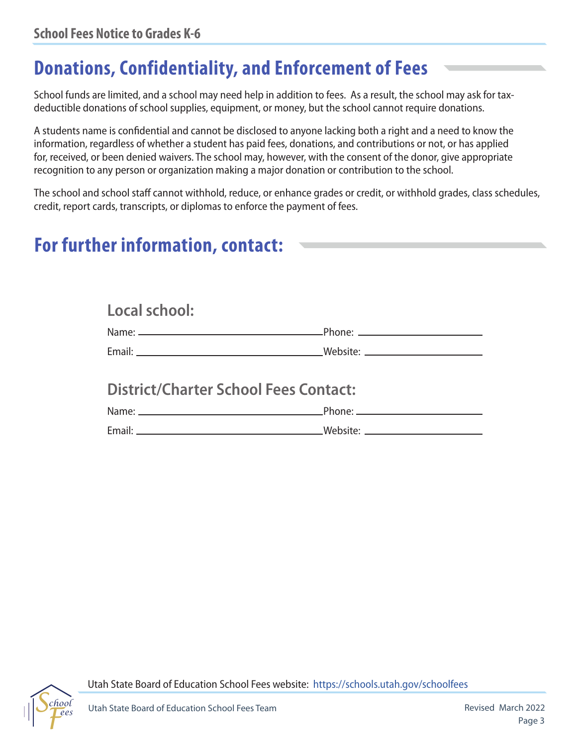## Donations, Confidentiality, and Enforcement of Fees

School funds are limited, and a school may need help in addition to fees. As a result, the school may ask for tax-deductible donations of school supplies, equipment, or money, but the school cannot require donations.

A students name is confidential and cannot be disclosed to anyone lacking both a right and a need to know the information, regardless of whether a student has paid fees, donations, and contributions or not, or has applied for, received, or been denied waivers. The school may, however, with the consent of the donor, give appropriate recognition to any person or organization making a major donation or contribution to the school.

The school and school staff cannot withhold, reduce, or enhance grades or credit, or withhold grades, class schedules, credit, report cards, transcripts, or diplomas to enforce the payment of fees.

## For further information, contact:

### Local school:

Name: ______________________________ Phone: ____________________

Email: ______________________________ Website: ____________________

### District/Charter School Fees Contact:

Name: ______________________________ Phone: ____________________

Email: ______________________________ Website: ____________________

Utah State Board of Education School Fees website: https://schools.utah.gov/schoolfees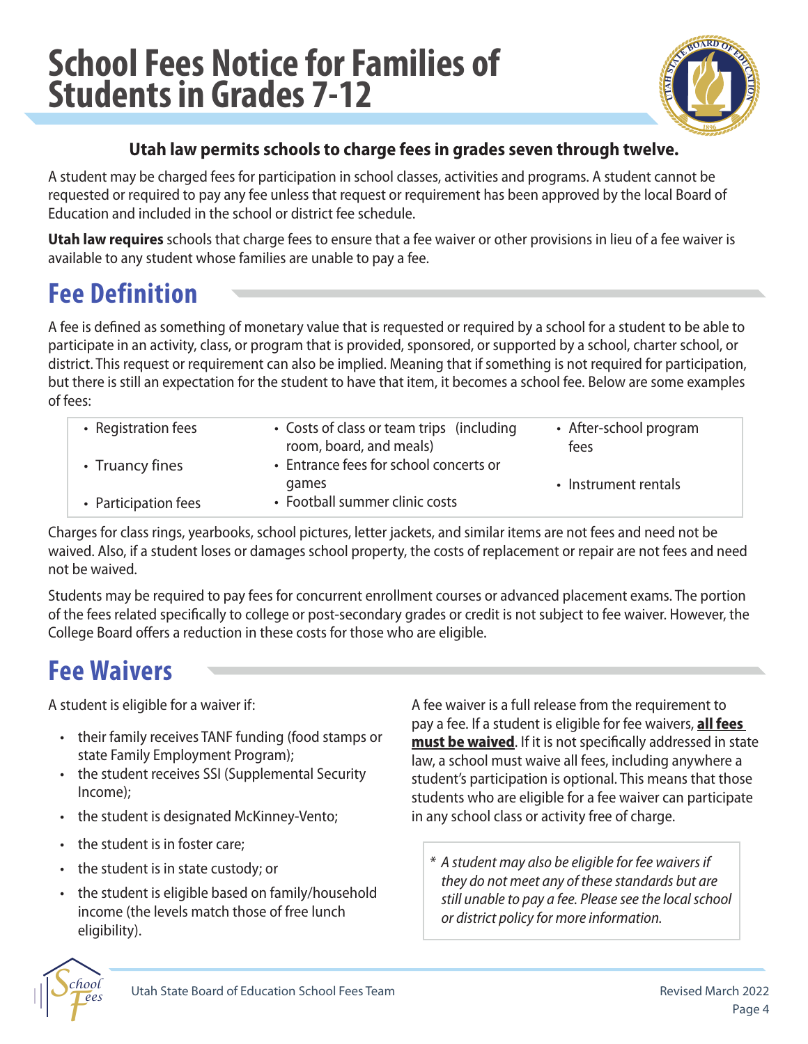# School Fees Notice for Families of Students in Grades 7-12

**Utah law permits schools to charge fees in grades seven through twelve.**

A student may be charged fees for participation in school classes, activities and programs. A student cannot be requested or required to pay any fee unless that request or requirement has been approved by the local Board of Education and included in the school or district fee schedule.

**Utah law requires** schools that charge fees to ensure that a fee waiver or other provisions in lieu of a fee waiver is available to any student whose families are unable to pay a fee.

## Fee Definition

A fee is defined as something of monetary value that is requested or required by a school for a student to be able to participate in an activity, class, or program that is provided, sponsored, or supported by a school, charter school, or district. This request or requirement can also be implied. Meaning that if something is not required for participation, but there is still an expectation for the student to have that item, it becomes a school fee. Below are some examples of fees:

- Registration fees
- Truancy fines
- Participation fees
- Costs of class or team trips (including room, board, and meals)
- Entrance fees for school concerts or games
- Football summer clinic costs
- After-school program fees
- Instrument rentals

Charges for class rings, yearbooks, school pictures, letter jackets, and similar items are not fees and need not be waived. Also, if a student loses or damages school property, the costs of replacement or repair are not fees and need not be waived.

Students may be required to pay fees for concurrent enrollment courses or advanced placement exams. The portion of the fees related specifically to college or post-secondary grades or credit is not subject to fee waiver. However, the College Board offers a reduction in these costs for those who are eligible.

## Fee Waivers

A student is eligible for a waiver if:

- their family receives TANF funding (food stamps or state Family Employment Program);
- the student receives SSI (Supplemental Security Income);
- the student is designated McKinney-Vento;
- the student is in foster care;
- the student is in state custody; or
- the student is eligible based on family/household income (the levels match those of free lunch eligibility).

A fee waiver is a full release from the requirement to pay a fee. If a student is eligible for fee waivers, **<u>all fees must be waived</u>**. If it is not specifically addressed in state law, a school must waive all fees, including anywhere a student's participation is optional. This means that those students who are eligible for a fee waiver can participate in any school class or activity free of charge.

> * *A student may also be eligible for fee waivers if they do not meet any of these standards but are still unable to pay a fee. Please see the local school or district policy for more information.*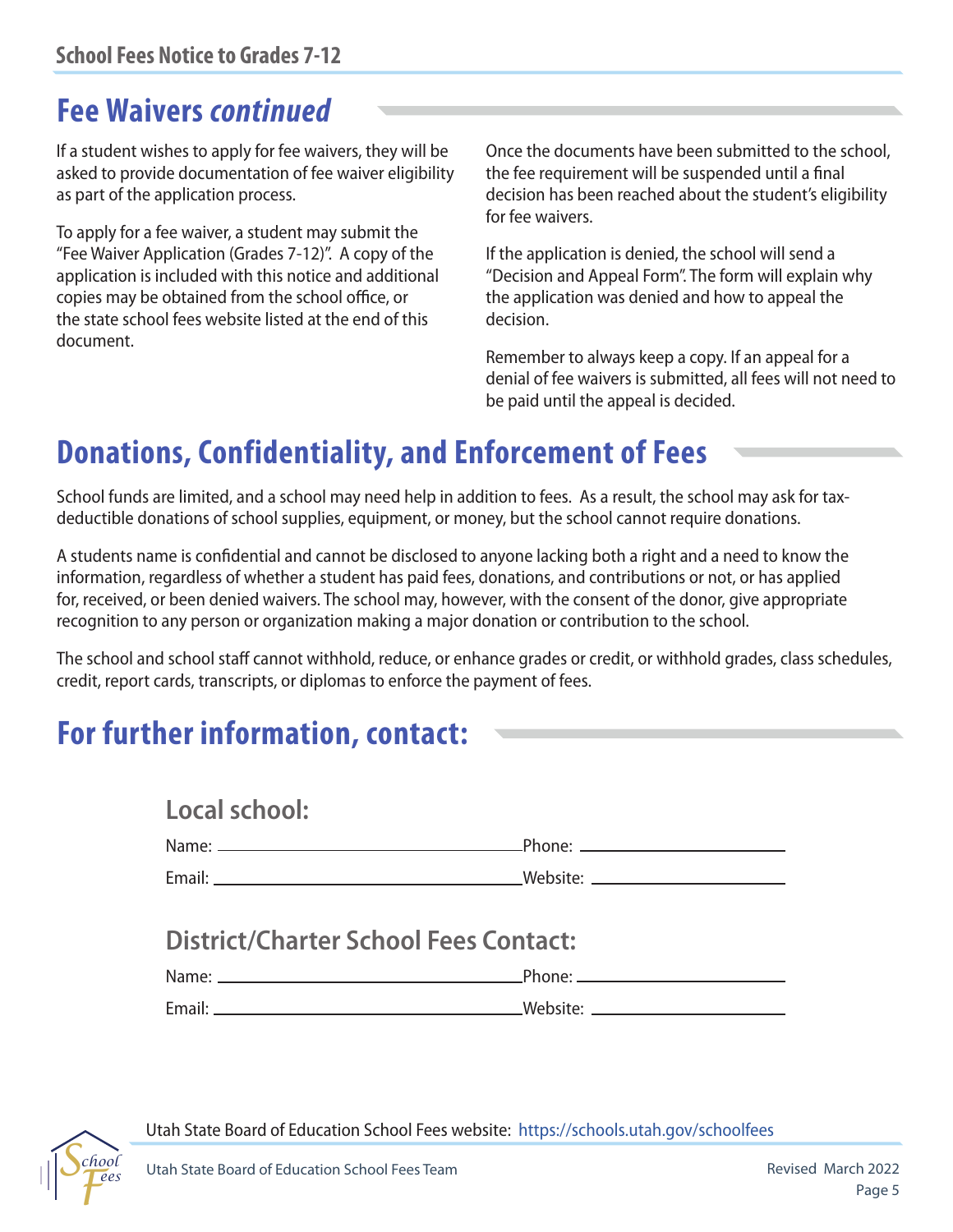## Fee Waivers *continued*

If a student wishes to apply for fee waivers, they will be asked to provide documentation of fee waiver eligibility as part of the application process.

To apply for a fee waiver, a student may submit the "Fee Waiver Application (Grades 7-12)". A copy of the application is included with this notice and additional copies may be obtained from the school office, or the state school fees website listed at the end of this document.

Once the documents have been submitted to the school, the fee requirement will be suspended until a final decision has been reached about the student's eligibility for fee waivers.

If the application is denied, the school will send a "Decision and Appeal Form". The form will explain why the application was denied and how to appeal the decision.

Remember to always keep a copy. If an appeal for a denial of fee waivers is submitted, all fees will not need to be paid until the appeal is decided.

## Donations, Confidentiality, and Enforcement of Fees

School funds are limited, and a school may need help in addition to fees. As a result, the school may ask for tax-deductible donations of school supplies, equipment, or money, but the school cannot require donations.

A students name is confidential and cannot be disclosed to anyone lacking both a right and a need to know the information, regardless of whether a student has paid fees, donations, and contributions or not, or has applied for, received, or been denied waivers. The school may, however, with the consent of the donor, give appropriate recognition to any person or organization making a major donation or contribution to the school.

The school and school staff cannot withhold, reduce, or enhance grades or credit, or withhold grades, class schedules, credit, report cards, transcripts, or diplomas to enforce the payment of fees.

## For further information, contact:

### Local school:

Name: ______________________ Phone: ______________________

Email: ______________________ Website: ______________________

### District/Charter School Fees Contact:

Name: ______________________ Phone: ______________________

Email: ______________________ Website: ______________________

Utah State Board of Education School Fees website: https://schools.utah.gov/schoolfees

Utah State Board of Education School Fees Team

Revised March 2022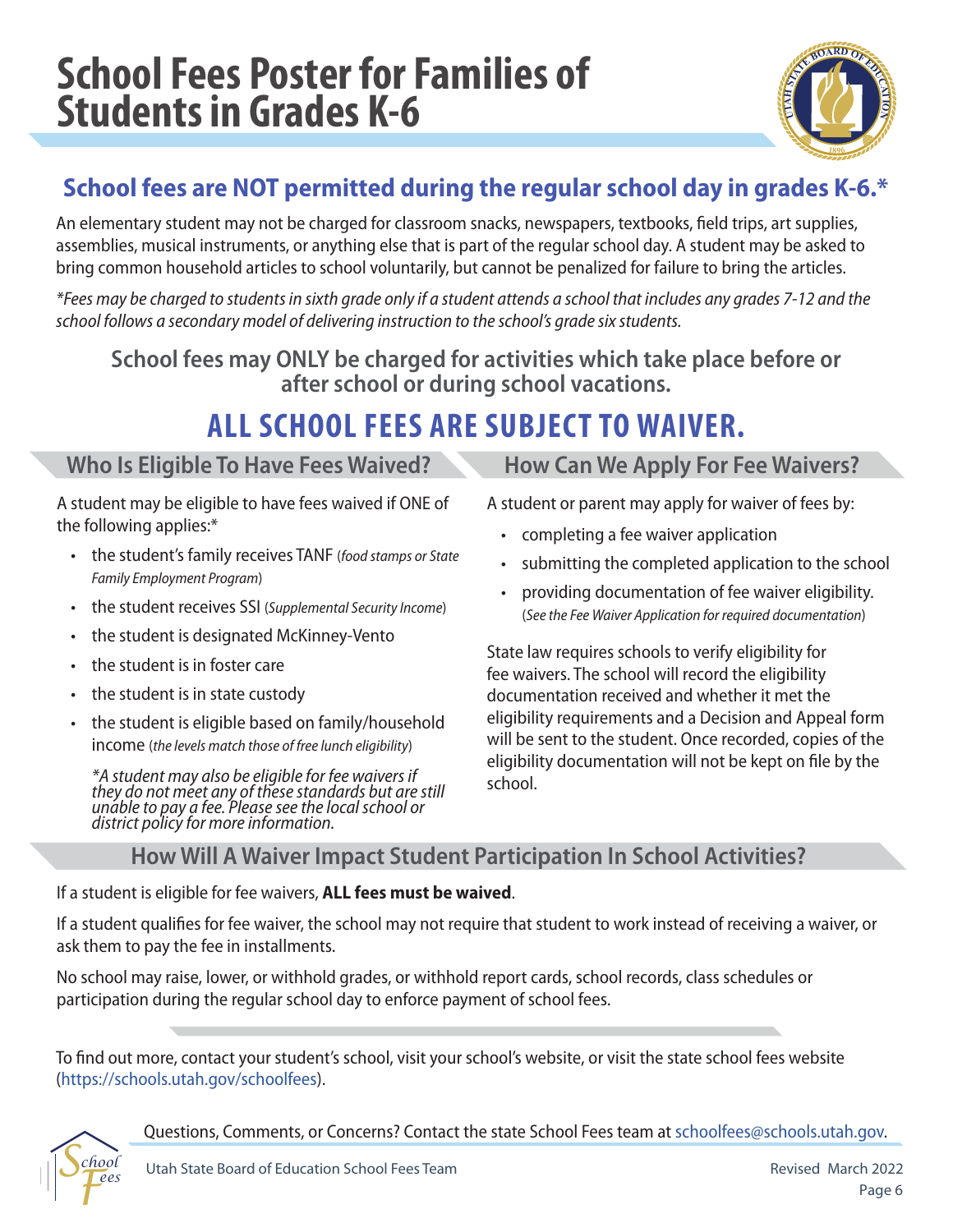# School Fees Poster for Families of Students in Grades K-6

## School fees are NOT permitted during the regular school day in grades K-6.*

An elementary student may not be charged for classroom snacks, newspapers, textbooks, field trips, art supplies, assemblies, musical instruments, or anything else that is part of the regular school day. A student may be asked to bring common household articles to school voluntarily, but cannot be penalized for failure to bring the articles.

*\*Fees may be charged to students in sixth grade only if a student attends a school that includes any grades 7-12 and the school follows a secondary model of delivering instruction to the school's grade six students.*

### School fees may ONLY be charged for activities which take place before or after school or during school vacations.

## ALL SCHOOL FEES ARE SUBJECT TO WAIVER.

### Who Is Eligible To Have Fees Waived?

A student may be eligible to have fees waived if ONE of the following applies:*

- the student's family receives TANF (*food stamps or State Family Employment Program*)
- the student receives SSI (*Supplemental Security Income*)
- the student is designated McKinney-Vento
- the student is in foster care
- the student is in state custody
- the student is eligible based on family/household income (*the levels match those of free lunch eligibility*)

*\*A student may also be eligible for fee waivers if they do not meet any of these standards but are still unable to pay a fee. Please see the local school or district policy for more information.*

### How Can We Apply For Fee Waivers?

A student or parent may apply for waiver of fees by:

- completing a fee waiver application
- submitting the completed application to the school
- providing documentation of fee waiver eligibility. (*See the Fee Waiver Application for required documentation*)

State law requires schools to verify eligibility for fee waivers. The school will record the eligibility documentation received and whether it met the eligibility requirements and a Decision and Appeal form will be sent to the student. Once recorded, copies of the eligibility documentation will not be kept on file by the school.

### How Will A Waiver Impact Student Participation In School Activities?

If a student is eligible for fee waivers, **ALL fees must be waived**.

If a student qualifies for fee waiver, the school may not require that student to work instead of receiving a waiver, or ask them to pay the fee in installments.

No school may raise, lower, or withhold grades, or withhold report cards, school records, class schedules or participation during the regular school day to enforce payment of school fees.

To find out more, contact your student's school, visit your school's website, or visit the state school fees website (https://schools.utah.gov/schoolfees).

Questions, Comments, or Concerns? Contact the state School Fees team at schoolfees@schools.utah.gov.

Utah State Board of Education School Fees Team

Revised March 2022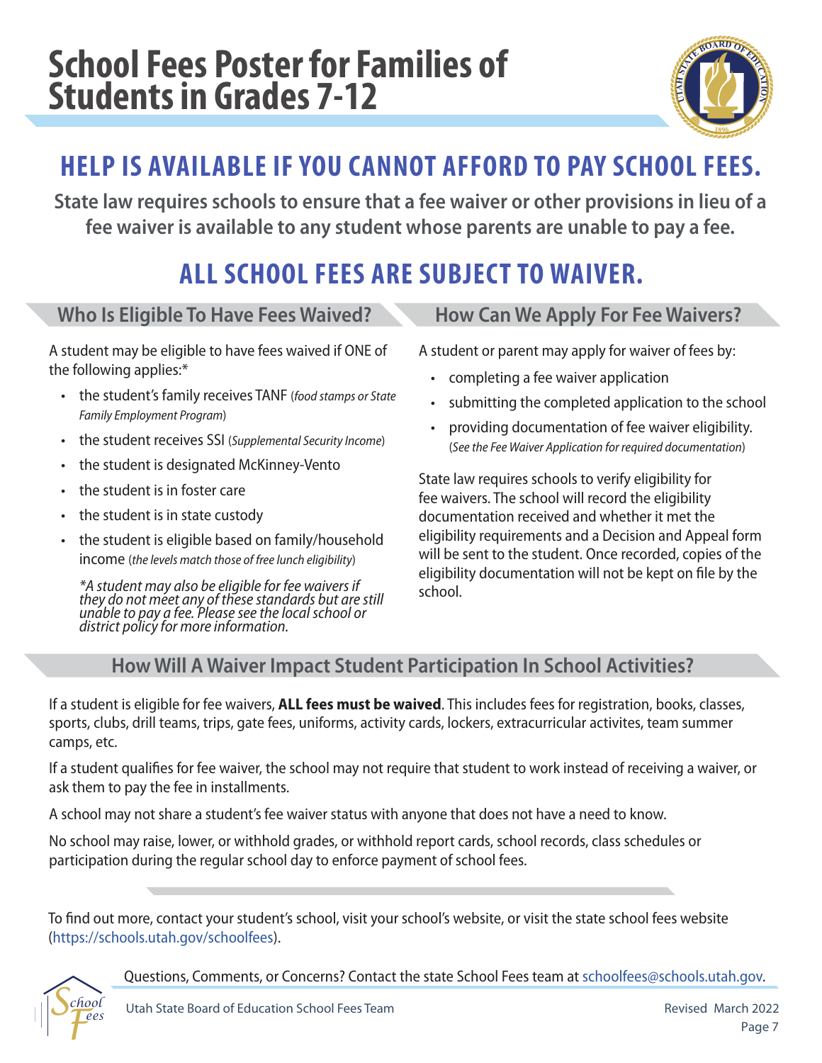# School Fees Poster for Families of Students in Grades 7-12

## HELP IS AVAILABLE IF YOU CANNOT AFFORD TO PAY SCHOOL FEES.

**State law requires schools to ensure that a fee waiver or other provisions in lieu of a fee waiver is available to any student whose parents are unable to pay a fee.**

## ALL SCHOOL FEES ARE SUBJECT TO WAIVER.

### Who Is Eligible To Have Fees Waived?

A student may be eligible to have fees waived if ONE of the following applies:*

- the student's family receives TANF (*food stamps or State Family Employment Program*)
- the student receives SSI (*Supplemental Security Income*)
- the student is designated McKinney-Vento
- the student is in foster care
- the student is in state custody
- the student is eligible based on family/household income (*the levels match those of free lunch eligibility*)

*\*A student may also be eligible for fee waivers if they do not meet any of these standards but are still unable to pay a fee. Please see the local school or district policy for more information.*

### How Can We Apply For Fee Waivers?

A student or parent may apply for waiver of fees by:

- completing a fee waiver application
- submitting the completed application to the school
- providing documentation of fee waiver eligibility. (*See the Fee Waiver Application for required documentation*)

State law requires schools to verify eligibility for fee waivers. The school will record the eligibility documentation received and whether it met the eligibility requirements and a Decision and Appeal form will be sent to the student. Once recorded, copies of the eligibility documentation will not be kept on file by the school.

### How Will A Waiver Impact Student Participation In School Activities?

If a student is eligible for fee waivers, **ALL fees must be waived**. This includes fees for registration, books, classes, sports, clubs, drill teams, trips, gate fees, uniforms, activity cards, lockers, extracurricular activites, team summer camps, etc.

If a student qualifies for fee waiver, the school may not require that student to work instead of receiving a waiver, or ask them to pay the fee in installments.

A school may not share a student's fee waiver status with anyone that does not have a need to know.

No school may raise, lower, or withhold grades, or withhold report cards, school records, class schedules or participation during the regular school day to enforce payment of school fees.

To find out more, contact your student's school, visit your school's website, or visit the state school fees website (https://schools.utah.gov/schoolfees).

Questions, Comments, or Concerns? Contact the state School Fees team at schoolfees@schools.utah.gov.

Utah State Board of Education School Fees Team

Revised March 2022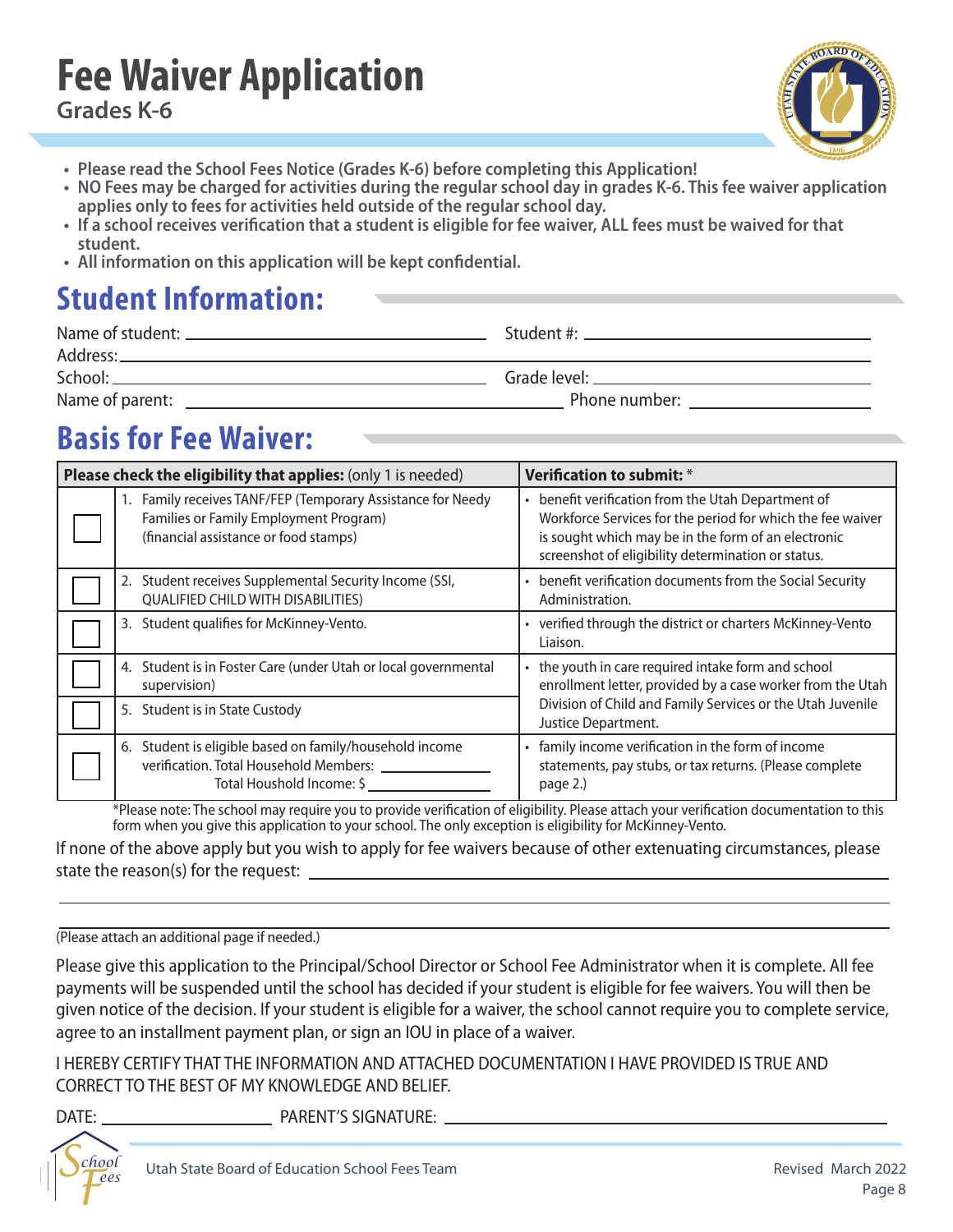# Fee Waiver Application

**Grades K-6**

- **Please read the School Fees Notice (Grades K-6) before completing this Application!**
- **NO Fees may be charged for activities during the regular school day in grades K-6. This fee waiver application applies only to fees for activities held outside of the regular school day.**
- **If a school receives verification that a student is eligible for fee waiver, ALL fees must be waived for that student.**
- **All information on this application will be kept confidential.**

## Student Information:

Name of student: ______________________ Student #: ______________________

Address: ______________________________________________

School: ______________________ Grade level: ______________________

Name of parent: ______________________ Phone number: ______________________

## Basis for Fee Waiver:

| | **Please check the eligibility that applies:** (only 1 is needed) | **Verification to submit:** * |
|---|---|---|
| ☐ | 1. Family receives TANF/FEP (Temporary Assistance for Needy Families or Family Employment Program) (financial assistance or food stamps) | • benefit verification from the Utah Department of Workforce Services for the period for which the fee waiver is sought which may be in the form of an electronic screenshot of eligibility determination or status. |
| ☐ | 2. Student receives Supplemental Security Income (SSI, QUALIFIED CHILD WITH DISABILITIES) | • benefit verification documents from the Social Security Administration. |
| ☐ | 3. Student qualifies for McKinney-Vento. | • verified through the district or charters McKinney-Vento Liaison. |
| ☐ | 4. Student is in Foster Care (under Utah or local governmental supervision) | • the youth in care required intake form and school enrollment letter, provided by a case worker from the Utah Division of Child and Family Services or the Utah Juvenile Justice Department. |
| ☐ | 5. Student is in State Custody | |
| ☐ | 6. Student is eligible based on family/household income verification. Total Household Members: ________ Total Houshold Income: $ ________ | • family income verification in the form of income statements, pay stubs, or tax returns. (Please complete page 2.) |

*Please note: The school may require you to provide verification of eligibility. Please attach your verification documentation to this form when you give this application to your school. The only exception is eligibility for McKinney-Vento.

If none of the above apply but you wish to apply for fee waivers because of other extenuating circumstances, please state the reason(s) for the request: ______________________________________________

______________________________________________

______________________________________________

(Please attach an additional page if needed.)

Please give this application to the Principal/School Director or School Fee Administrator when it is complete. All fee payments will be suspended until the school has decided if your student is eligible for fee waivers. You will then be given notice of the decision. If your student is eligible for a waiver, the school cannot require you to complete service, agree to an installment payment plan, or sign an IOU in place of a waiver.

I HEREBY CERTIFY THAT THE INFORMATION AND ATTACHED DOCUMENTATION I HAVE PROVIDED IS TRUE AND CORRECT TO THE BEST OF MY KNOWLEDGE AND BELIEF.

DATE: ______________ PARENT'S SIGNATURE: ______________________________

Utah State Board of Education School Fees Team

Revised March 2022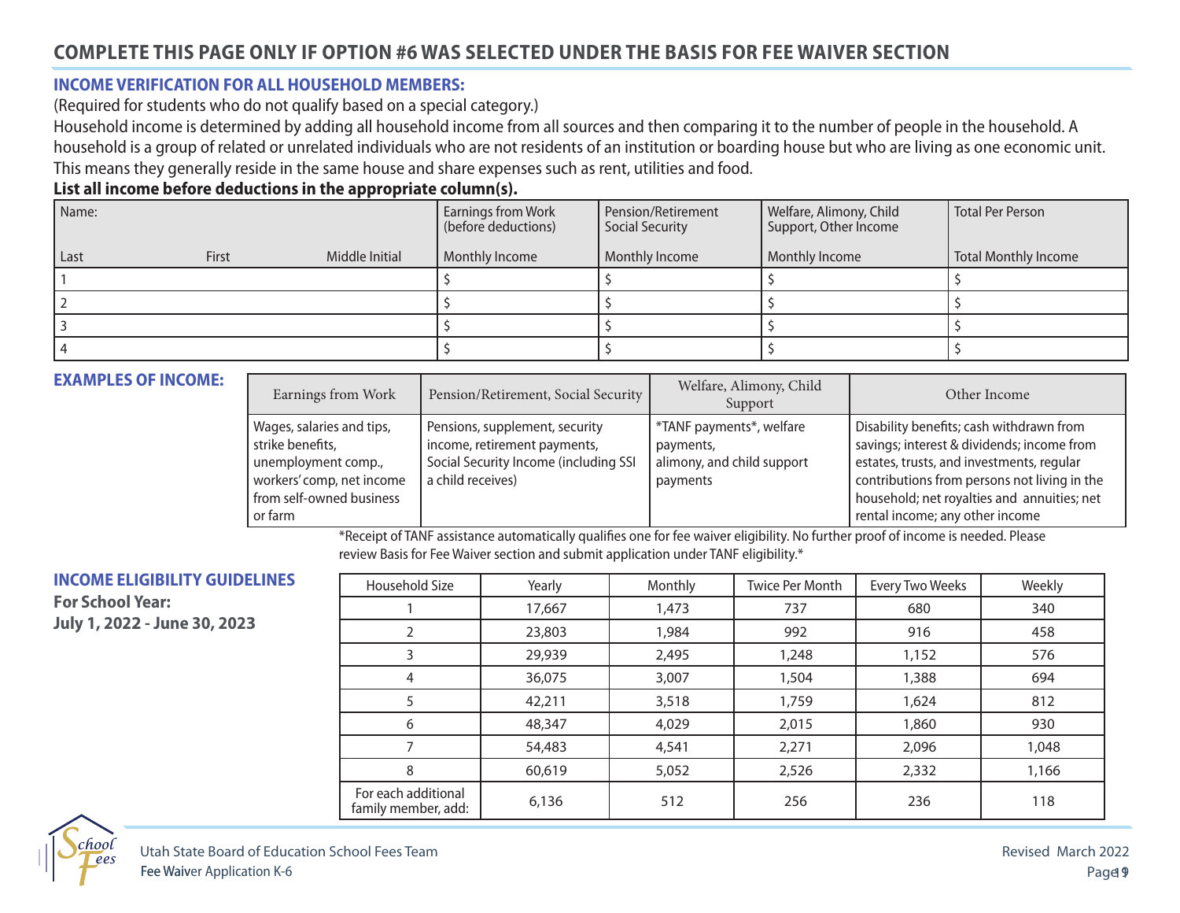## COMPLETE THIS PAGE ONLY IF OPTION #6 WAS SELECTED UNDER THE BASIS FOR FEE WAIVER SECTION

### INCOME VERIFICATION FOR ALL HOUSEHOLD MEMBERS:

(Required for students who do not qualify based on a special category.)

Household income is determined by adding all household income from all sources and then comparing it to the number of people in the household. A household is a group of related or unrelated individuals who are not residents of an institution or boarding house but who are living as one economic unit. This means they generally reside in the same house and share expenses such as rent, utilities and food.

**List all income before deductions in the appropriate column(s).**

| Name: | | | Earnings from Work (before deductions) | Pension/Retirement Social Security | Welfare, Alimony, Child Support, Other Income | Total Per Person |
|---|---|---|---|---|---|---|
| Last | First | Middle Initial | Monthly Income | Monthly Income | Monthly Income | Total Monthly Income |
| 1 | | | $ | $ | $ | $ |
| 2 | | | $ | $ | $ | $ |
| 3 | | | $ | $ | $ | $ |
| 4 | | | $ | $ | $ | $ |

### EXAMPLES OF INCOME:

| Earnings from Work | Pension/Retirement, Social Security | Welfare, Alimony, Child Support | Other Income |
|---|---|---|---|
| Wages, salaries and tips, strike benefits, unemployment comp., workers' comp, net income from self-owned business or farm | Pensions, supplement, security income, retirement payments, Social Security Income (including SSI a child receives) | *TANF payments*, welfare payments, alimony, and child support payments | Disability benefits; cash withdrawn from savings; interest & dividends; income from estates, trusts, and investments, regular contributions from persons not living in the household; net royalties and annuities; net rental income; any other income |

*Receipt of TANF assistance automatically qualifies one for fee waiver eligibility. No further proof of income is needed. Please review Basis for Fee Waiver section and submit application under TANF eligibility.*

### INCOME ELIGIBILITY GUIDELINES

**For School Year:**
**July 1, 2022 - June 30, 2023**

| Household Size | Yearly | Monthly | Twice Per Month | Every Two Weeks | Weekly |
|---|---|---|---|---|---|
| 1 | 17,667 | 1,473 | 737 | 680 | 340 |
| 2 | 23,803 | 1,984 | 992 | 916 | 458 |
| 3 | 29,939 | 2,495 | 1,248 | 1,152 | 576 |
| 4 | 36,075 | 3,007 | 1,504 | 1,388 | 694 |
| 5 | 42,211 | 3,518 | 1,759 | 1,624 | 812 |
| 6 | 48,347 | 4,029 | 2,015 | 1,860 | 930 |
| 7 | 54,483 | 4,541 | 2,271 | 2,096 | 1,048 |
| 8 | 60,619 | 5,052 | 2,526 | 2,332 | 1,166 |
| For each additional family member, add: | 6,136 | 512 | 256 | 236 | 118 |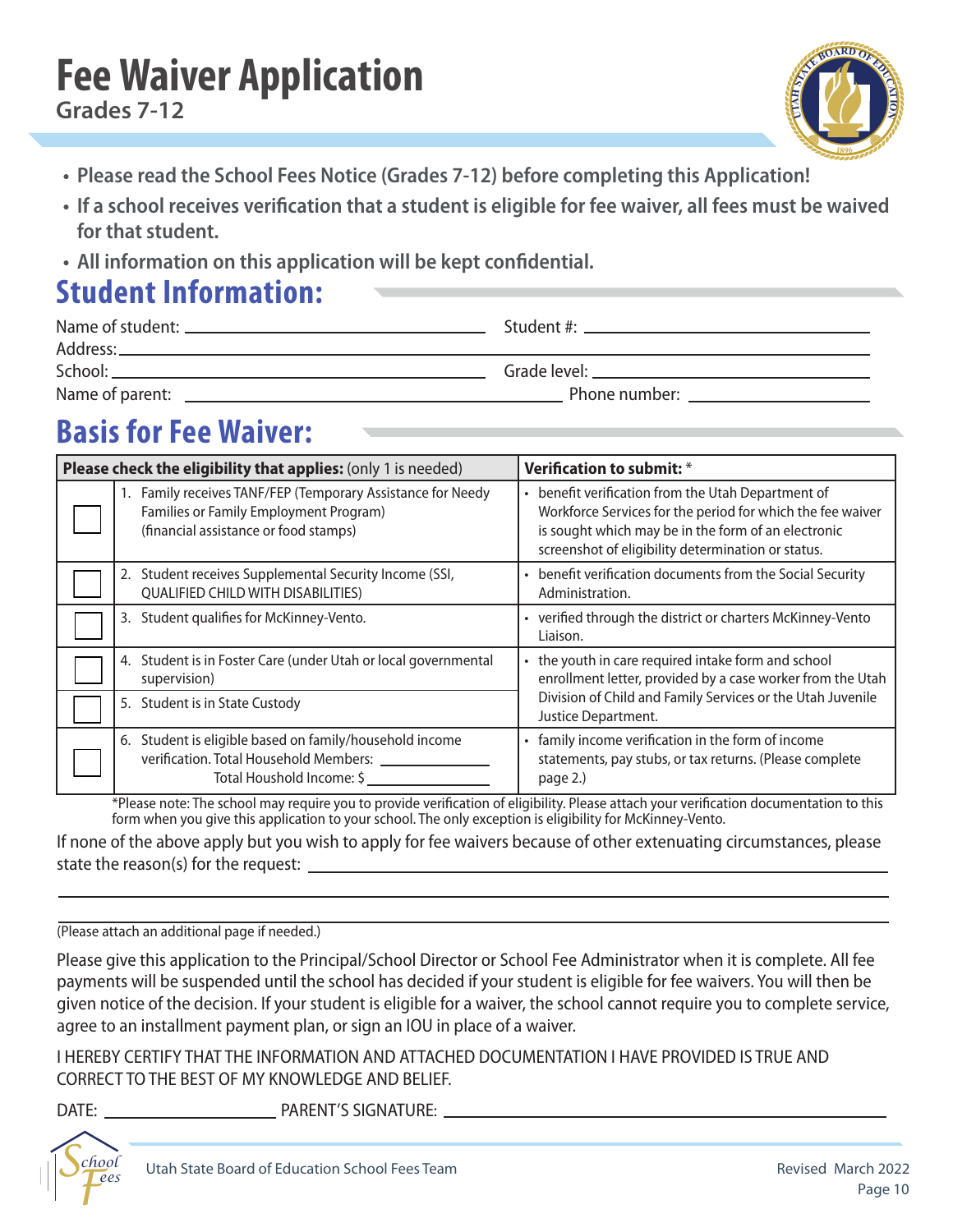# Fee Waiver Application

## Grades 7-12

- **Please read the School Fees Notice (Grades 7-12) before completing this Application!**
- **If a school receives verification that a student is eligible for fee waiver, all fees must be waived for that student.**
- **All information on this application will be kept confidential.**

## Student Information:

Name of student: ______________________ Student #: ______________________

Address: ____________________________________________

School: ______________________ Grade level: ______________________

Name of parent: ______________________ Phone number: ______________________

## Basis for Fee Waiver:

| | **Please check the eligibility that applies:** (only 1 is needed) | **Verification to submit:** * |
|---|---|---|
| ☐ | 1. Family receives TANF/FEP (Temporary Assistance for Needy Families or Family Employment Program) (financial assistance or food stamps) | • benefit verification from the Utah Department of Workforce Services for the period for which the fee waiver is sought which may be in the form of an electronic screenshot of eligibility determination or status. |
| ☐ | 2. Student receives Supplemental Security Income (SSI, QUALIFIED CHILD WITH DISABILITIES) | • benefit verification documents from the Social Security Administration. |
| ☐ | 3. Student qualifies for McKinney-Vento. | • verified through the district or charters McKinney-Vento Liaison. |
| ☐ | 4. Student is in Foster Care (under Utah or local governmental supervision) | • the youth in care required intake form and school enrollment letter, provided by a case worker from the Utah Division of Child and Family Services or the Utah Juvenile Justice Department. |
| ☐ | 5. Student is in State Custody | |
| ☐ | 6. Student is eligible based on family/household income verification. Total Household Members: __________ Total Houshold Income: $ __________ | • family income verification in the form of income statements, pay stubs, or tax returns. (Please complete page 2.) |

*Please note: The school may require you to provide verification of eligibility. Please attach your verification documentation to this form when you give this application to your school. The only exception is eligibility for McKinney-Vento.

If none of the above apply but you wish to apply for fee waivers because of other extenuating circumstances, please state the reason(s) for the request: ____________________________________________

____________________________________________

____________________________________________

(Please attach an additional page if needed.)

Please give this application to the Principal/School Director or School Fee Administrator when it is complete. All fee payments will be suspended until the school has decided if your student is eligible for fee waivers. You will then be given notice of the decision. If your student is eligible for a waiver, the school cannot require you to complete service, agree to an installment payment plan, or sign an IOU in place of a waiver.

I HEREBY CERTIFY THAT THE INFORMATION AND ATTACHED DOCUMENTATION I HAVE PROVIDED IS TRUE AND CORRECT TO THE BEST OF MY KNOWLEDGE AND BELIEF.

DATE: ______________ PARENT'S SIGNATURE: ______________________________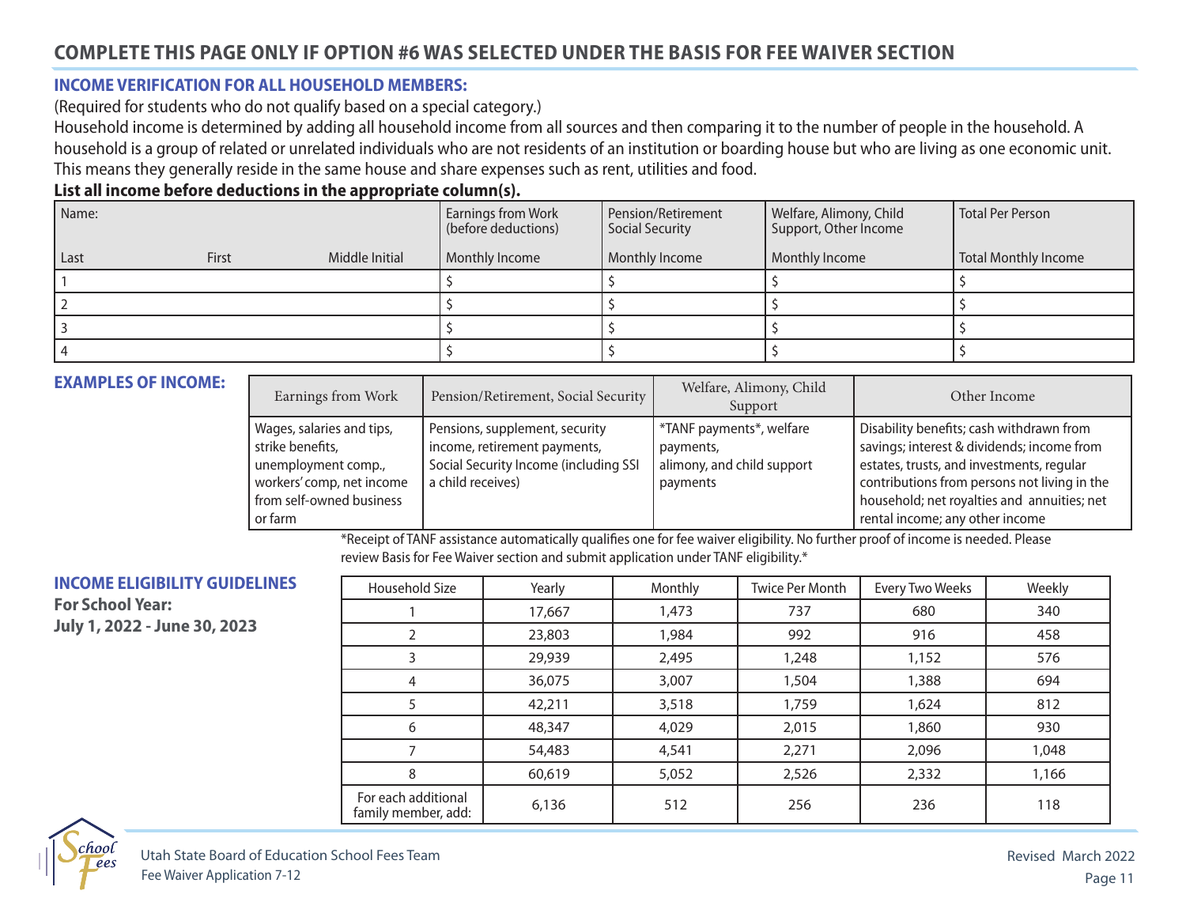# COMPLETE THIS PAGE ONLY IF OPTION #6 WAS SELECTED UNDER THE BASIS FOR FEE WAIVER SECTION

## INCOME VERIFICATION FOR ALL HOUSEHOLD MEMBERS:

(Required for students who do not qualify based on a special category.)

Household income is determined by adding all household income from all sources and then comparing it to the number of people in the household. A household is a group of related or unrelated individuals who are not residents of an institution or boarding house but who are living as one economic unit. This means they generally reside in the same house and share expenses such as rent, utilities and food.

**List all income before deductions in the appropriate column(s).**

| Name: Last / First / Middle Initial | Earnings from Work (before deductions) Monthly Income | Pension/Retirement Social Security Monthly Income | Welfare, Alimony, Child Support, Other Income Monthly Income | Total Per Person Total Monthly Income |
|---|---|---|---|---|
| 1 | $ | $ | $ | $ |
| 2 | $ | $ | $ | $ |
| 3 | $ | $ | $ | $ |
| 4 | $ | $ | $ | $ |

## EXAMPLES OF INCOME:

| Earnings from Work | Pension/Retirement, Social Security | Welfare, Alimony, Child Support | Other Income |
|---|---|---|---|
| Wages, salaries and tips, strike benefits, unemployment comp., workers' comp, net income from self-owned business or farm | Pensions, supplement, security income, retirement payments, Social Security Income (including SSI a child receives) | *TANF payments*, welfare payments, alimony, and child support payments | Disability benefits; cash withdrawn from savings; interest & dividends; income from estates, trusts, and investments, regular contributions from persons not living in the household; net royalties and annuities; net rental income; any other income |

*Receipt of TANF assistance automatically qualifies one for fee waiver eligibility. No further proof of income is needed. Please review Basis for Fee Waiver section and submit application under TANF eligibility.*

## INCOME ELIGIBILITY GUIDELINES

**For School Year:**
**July 1, 2022 - June 30, 2023**

| Household Size | Yearly | Monthly | Twice Per Month | Every Two Weeks | Weekly |
|---|---|---|---|---|---|
| 1 | 17,667 | 1,473 | 737 | 680 | 340 |
| 2 | 23,803 | 1,984 | 992 | 916 | 458 |
| 3 | 29,939 | 2,495 | 1,248 | 1,152 | 576 |
| 4 | 36,075 | 3,007 | 1,504 | 1,388 | 694 |
| 5 | 42,211 | 3,518 | 1,759 | 1,624 | 812 |
| 6 | 48,347 | 4,029 | 2,015 | 1,860 | 930 |
| 7 | 54,483 | 4,541 | 2,271 | 2,096 | 1,048 |
| 8 | 60,619 | 5,052 | 2,526 | 2,332 | 1,166 |
| For each additional family member, add: | 6,136 | 512 | 256 | 236 | 118 |

Utah State Board of Education School Fees Team
Fee Waiver Application 7-12

Revised March 2022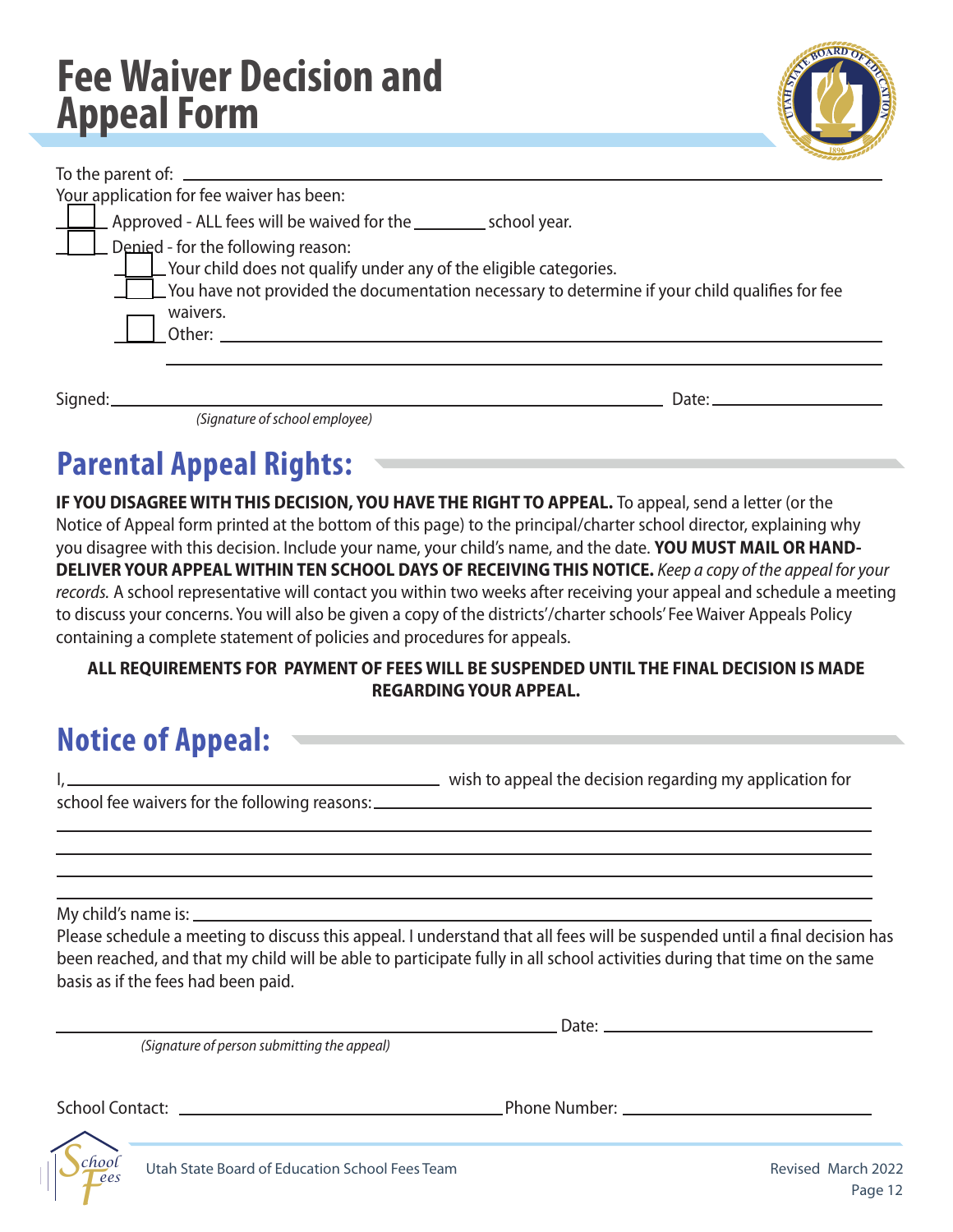# Fee Waiver Decision and Appeal Form

To the parent of: ______________________________________________

Your application for fee waiver has been:

- ☐ Approved - ALL fees will be waived for the ________ school year.
- ☐ Denied - for the following reason:
  - ☐ Your child does not qualify under any of the eligible categories.
  - ☐ You have not provided the documentation necessary to determine if your child qualifies for fee waivers.
  - ☐ Other: ______________________________________________

______________________________________________

Signed: ______________________________________________ Date: ____________________

*(Signature of school employee)*

## Parental Appeal Rights:

**IF YOU DISAGREE WITH THIS DECISION, YOU HAVE THE RIGHT TO APPEAL.** To appeal, send a letter (or the Notice of Appeal form printed at the bottom of this page) to the principal/charter school director, explaining why you disagree with this decision. Include your name, your child's name, and the date. **YOU MUST MAIL OR HAND-DELIVER YOUR APPEAL WITHIN TEN SCHOOL DAYS OF RECEIVING THIS NOTICE.** *Keep a copy of the appeal for your records.* A school representative will contact you within two weeks after receiving your appeal and schedule a meeting to discuss your concerns. You will also be given a copy of the districts'/charter schools' Fee Waiver Appeals Policy containing a complete statement of policies and procedures for appeals.

**ALL REQUIREMENTS FOR PAYMENT OF FEES WILL BE SUSPENDED UNTIL THE FINAL DECISION IS MADE REGARDING YOUR APPEAL.**

## Notice of Appeal:

I, ______________________________ wish to appeal the decision regarding my application for school fee waivers for the following reasons: ______________________________________________

______________________________________________

______________________________________________

______________________________________________

______________________________________________

My child's name is: ______________________________________________

Please schedule a meeting to discuss this appeal. I understand that all fees will be suspended until a final decision has been reached, and that my child will be able to participate fully in all school activities during that time on the same basis as if the fees had been paid.

______________________________________________ Date: ____________________

*(Signature of person submitting the appeal)*

School Contact: ______________________________ Phone Number: ______________________________

Utah State Board of Education School Fees Team

Revised March 2022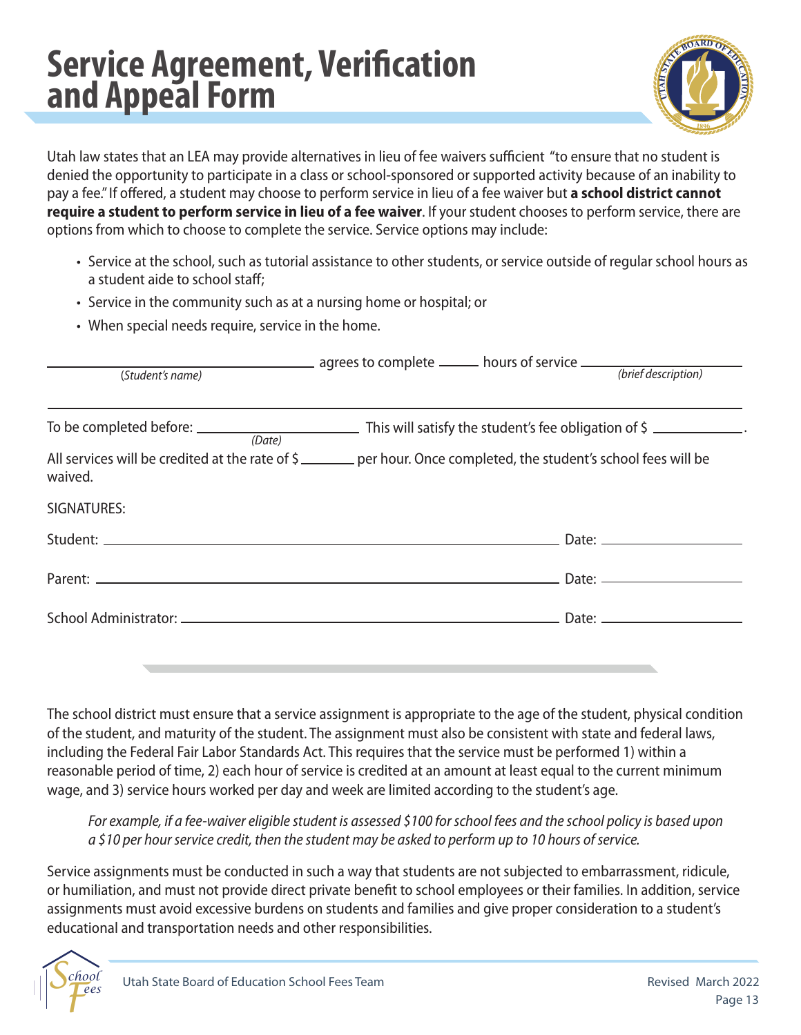# Service Agreement, Verification and Appeal Form

Utah law states that an LEA may provide alternatives in lieu of fee waivers sufficient "to ensure that no student is denied the opportunity to participate in a class or school-sponsored or supported activity because of an inability to pay a fee." If offered, a student may choose to perform service in lieu of a fee waiver but **a school district cannot require a student to perform service in lieu of a fee waiver**. If your student chooses to perform service, there are options from which to choose to complete the service. Service options may include:

- Service at the school, such as tutorial assistance to other students, or service outside of regular school hours as a student aide to school staff;
- Service in the community such as at a nursing home or hospital; or
- When special needs require, service in the home.

______________________________ agrees to complete ______ hours of service ______________________
(*Student's name*) (*brief description*)

_____________________________________________________________________________

To be completed before: ____________________ This will satisfy the student's fee obligation of $ ___________.
(*Date*)

All services will be credited at the rate of $ _______ per hour. Once completed, the student's school fees will be waived.

SIGNATURES:

Student: ______________________________________________ Date: ____________________

Parent: ______________________________________________ Date: ____________________

School Administrator: ______________________________________ Date: ____________________

The school district must ensure that a service assignment is appropriate to the age of the student, physical condition of the student, and maturity of the student. The assignment must also be consistent with state and federal laws, including the Federal Fair Labor Standards Act. This requires that the service must be performed 1) within a reasonable period of time, 2) each hour of service is credited at an amount at least equal to the current minimum wage, and 3) service hours worked per day and week are limited according to the student's age.

*For example, if a fee-waiver eligible student is assessed $100 for school fees and the school policy is based upon a $10 per hour service credit, then the student may be asked to perform up to 10 hours of service.*

Service assignments must be conducted in such a way that students are not subjected to embarrassment, ridicule, or humiliation, and must not provide direct private benefit to school employees or their families. In addition, service assignments must avoid excessive burdens on students and families and give proper consideration to a student's educational and transportation needs and other responsibilities.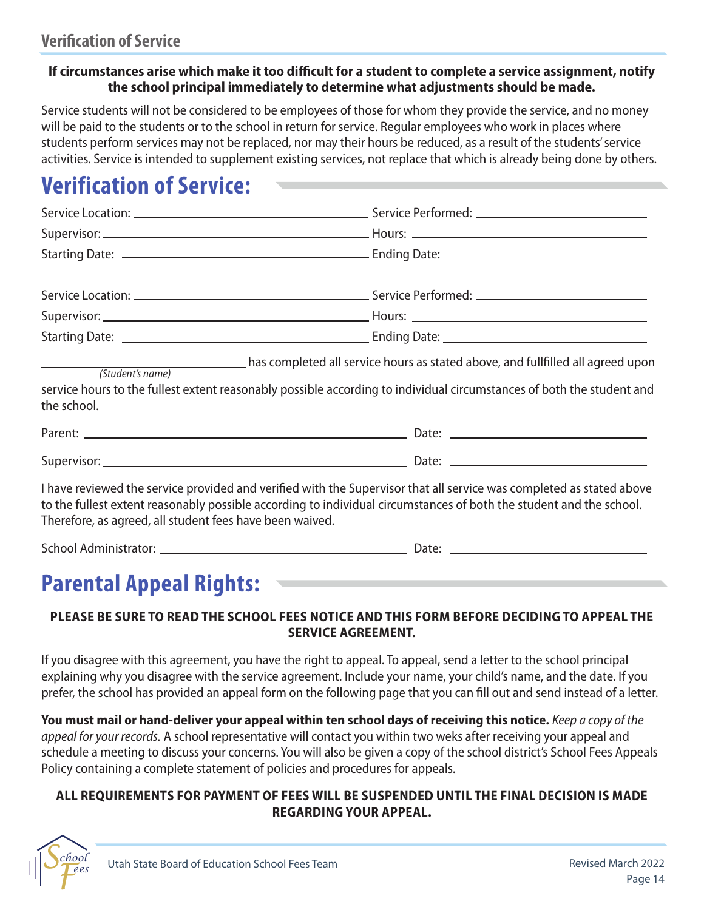## Verification of Service

**If circumstances arise which make it too difficult for a student to complete a service assignment, notify the school principal immediately to determine what adjustments should be made.**

Service students will not be considered to be employees of those for whom they provide the service, and no money will be paid to the students or to the school in return for service. Regular employees who work in places where students perform services may not be replaced, nor may their hours be reduced, as a result of the students' service activities. Service is intended to supplement existing services, not replace that which is already being done by others.

# Verification of Service:

Service Location: ______________________________ Service Performed: ______________________________

Supervisor: ______________________________ Hours: ______________________________

Starting Date: ______________________________ Ending Date: ______________________________

Service Location: ______________________________ Service Performed: ______________________________

Supervisor: ______________________________ Hours: ______________________________

Starting Date: ______________________________ Ending Date: ______________________________

______________________________ has completed all service hours as stated above, and fullfilled all agreed upon
*(Student's name)*

service hours to the fullest extent reasonably possible according to individual circumstances of both the student and the school.

Parent: ______________________________ Date: ______________________________

Supervisor: ______________________________ Date: ______________________________

I have reviewed the service provided and verified with the Supervisor that all service was completed as stated above to the fullest extent reasonably possible according to individual circumstances of both the student and the school. Therefore, as agreed, all student fees have been waived.

School Administrator: ______________________________ Date: ______________________________

# Parental Appeal Rights:

**PLEASE BE SURE TO READ THE SCHOOL FEES NOTICE AND THIS FORM BEFORE DECIDING TO APPEAL THE SERVICE AGREEMENT.**

If you disagree with this agreement, you have the right to appeal. To appeal, send a letter to the school principal explaining why you disagree with the service agreement. Include your name, your child's name, and the date. If you prefer, the school has provided an appeal form on the following page that you can fill out and send instead of a letter.

**You must mail or hand-deliver your appeal within ten school days of receiving this notice.** *Keep a copy of the appeal for your records.* A school representative will contact you within two weks after receiving your appeal and schedule a meeting to discuss your concerns. You will also be given a copy of the school district's School Fees Appeals Policy containing a complete statement of policies and procedures for appeals.

**ALL REQUIREMENTS FOR PAYMENT OF FEES WILL BE SUSPENDED UNTIL THE FINAL DECISION IS MADE REGARDING YOUR APPEAL.**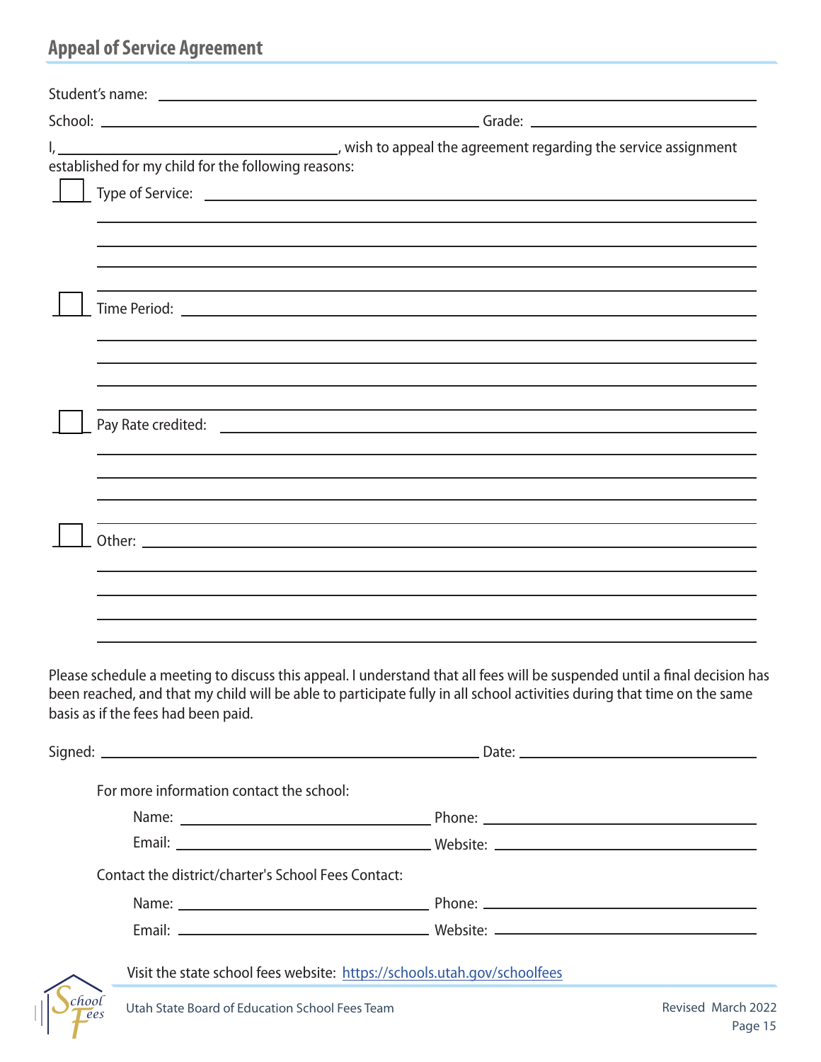## Appeal of Service Agreement

Student's name: ____________________________________________

School: ______________________________ Grade: ______________________

I, ______________________, wish to appeal the agreement regarding the service assignment established for my child for the following reasons:

☐ Type of Service: ____________________________________________

____________________________________________

____________________________________________

____________________________________________

____________________________________________

☐ Time Period: ____________________________________________

____________________________________________

____________________________________________

____________________________________________

____________________________________________

☐ Pay Rate credited: ____________________________________________

____________________________________________

____________________________________________

____________________________________________

____________________________________________

☐ Other: ____________________________________________

____________________________________________

____________________________________________

____________________________________________

____________________________________________

Please schedule a meeting to discuss this appeal. I understand that all fees will be suspended until a final decision has been reached, and that my child will be able to participate fully in all school activities during that time on the same basis as if the fees had been paid.

Signed: ______________________________ Date: ______________________

For more information contact the school:

Name: ______________________ Phone: ______________________

Email: ______________________ Website: ______________________

Contact the district/charter's School Fees Contact:

Name: ______________________ Phone: ______________________

Email: ______________________ Website: ______________________

Visit the state school fees website: https://schools.utah.gov/schoolfees

Utah State Board of Education School Fees Team

Revised March 2022